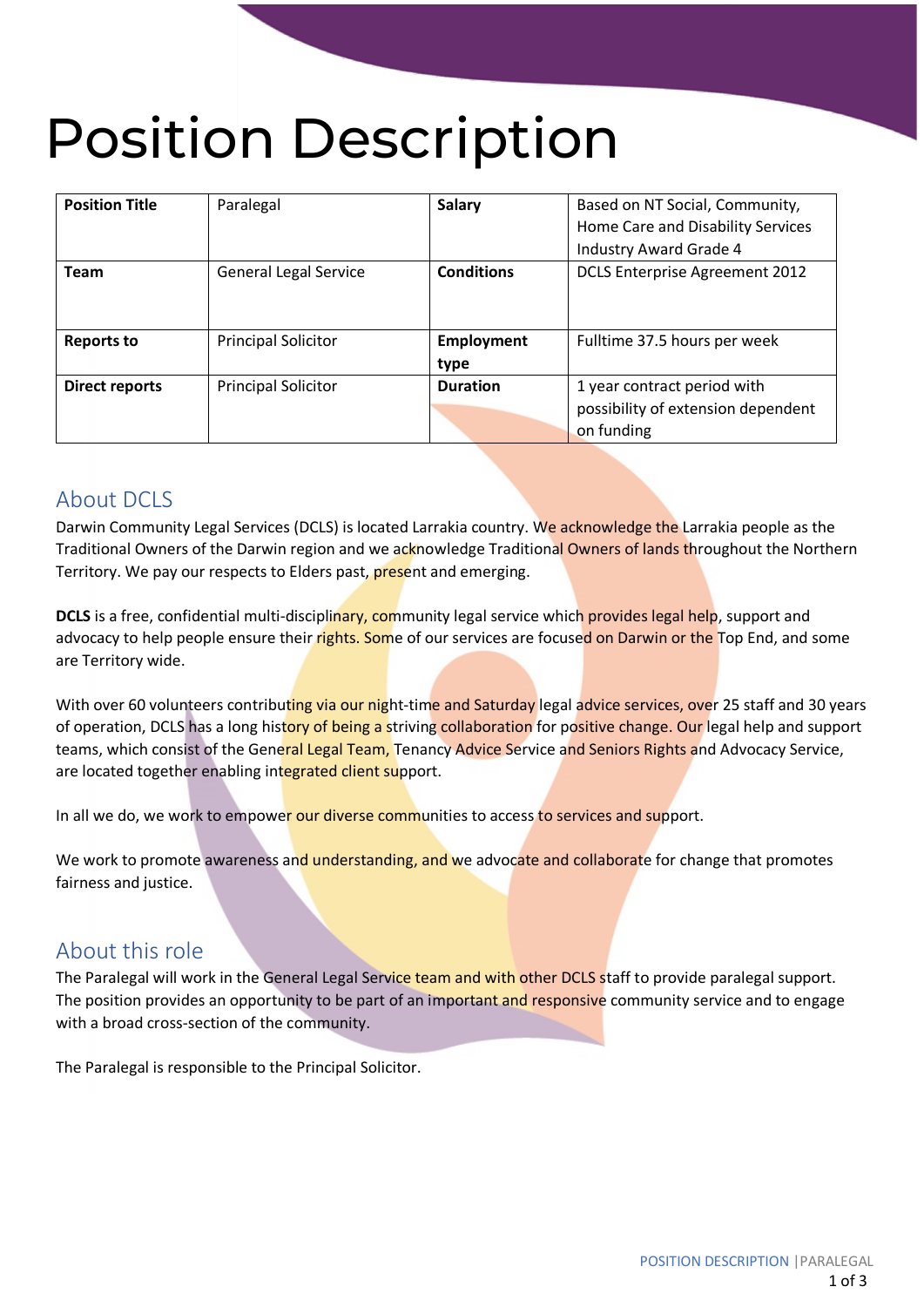# Position Description

| Position Title | Paralegal | Salary | Based on NT Social, Community, Home Care and Disability Services Industry Award Grade 4 |
|---|---|---|---|
| Team | General Legal Service | Conditions | DCLS Enterprise Agreement 2012 |
| Reports to | Principal Solicitor | Employment type | Fulltime 37.5 hours per week |
| Direct reports | Principal Solicitor | Duration | 1 year contract period with possibility of extension dependent on funding |

## About DCLS

Darwin Community Legal Services (DCLS) is located Larrakia country. We acknowledge the Larrakia people as the Traditional Owners of the Darwin region and we acknowledge Traditional Owners of lands throughout the Northern Territory. We pay our respects to Elders past, present and emerging.

**DCLS** is a free, confidential multi-disciplinary, community legal service which provides legal help, support and advocacy to help people ensure their rights. Some of our services are focused on Darwin or the Top End, and some are Territory wide.

With over 60 volunteers contributing via our night-time and Saturday legal advice services, over 25 staff and 30 years of operation, DCLS has a long history of being a striving collaboration for positive change. Our legal help and support teams, which consist of the General Legal Team, Tenancy Advice Service and Seniors Rights and Advocacy Service, are located together enabling integrated client support.

In all we do, we work to empower our diverse communities to access to services and support.

We work to promote awareness and understanding, and we advocate and collaborate for change that promotes fairness and justice.

## About this role

The Paralegal will work in the General Legal Service team and with other DCLS staff to provide paralegal support. The position provides an opportunity to be part of an important and responsive community service and to engage with a broad cross-section of the community.

The Paralegal is responsible to the Principal Solicitor.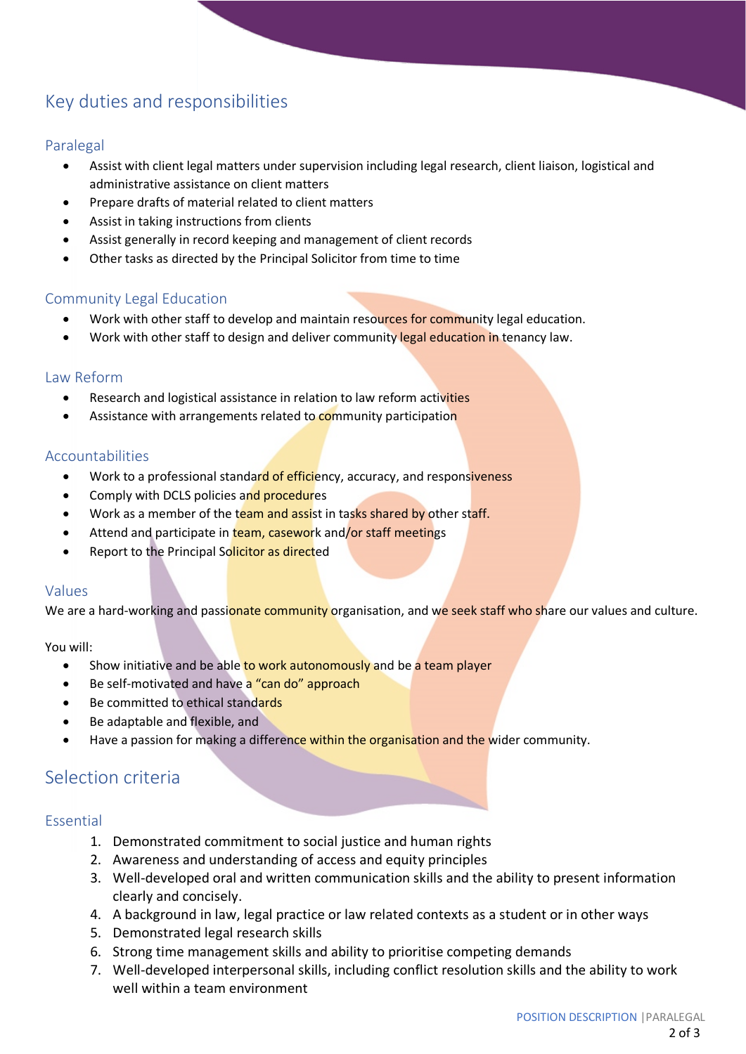# Key duties and responsibilities

## Paralegal

- Assist with client legal matters under supervision including legal research, client liaison, logistical and administrative assistance on client matters
- Prepare drafts of material related to client matters
- Assist in taking instructions from clients
- Assist generally in record keeping and management of client records
- Other tasks as directed by the Principal Solicitor from time to time

## Community Legal Education

- Work with other staff to develop and maintain resources for community legal education.
- Work with other staff to design and deliver community legal education in tenancy law.

## Law Reform

- Research and logistical assistance in relation to law reform activities
- Assistance with arrangements related to community participation

## Accountabilities

- Work to a professional standard of efficiency, accuracy, and responsiveness
- Comply with DCLS policies and procedures
- Work as a member of the team and assist in tasks shared by other staff.
- Attend and participate in team, casework and/or staff meetings
- Report to the Principal Solicitor as directed

## Values

We are a hard-working and passionate community organisation, and we seek staff who share our values and culture.

You will:

- Show initiative and be able to work autonomously and be a team player
- Be self-motivated and have a "can do" approach
- Be committed to ethical standards
- Be adaptable and flexible, and
- Have a passion for making a difference within the organisation and the wider community.

# Selection criteria

## Essential

1. Demonstrated commitment to social justice and human rights
2. Awareness and understanding of access and equity principles
3. Well-developed oral and written communication skills and the ability to present information clearly and concisely.
4. A background in law, legal practice or law related contexts as a student or in other ways
5. Demonstrated legal research skills
6. Strong time management skills and ability to prioritise competing demands
7. Well-developed interpersonal skills, including conflict resolution skills and the ability to work well within a team environment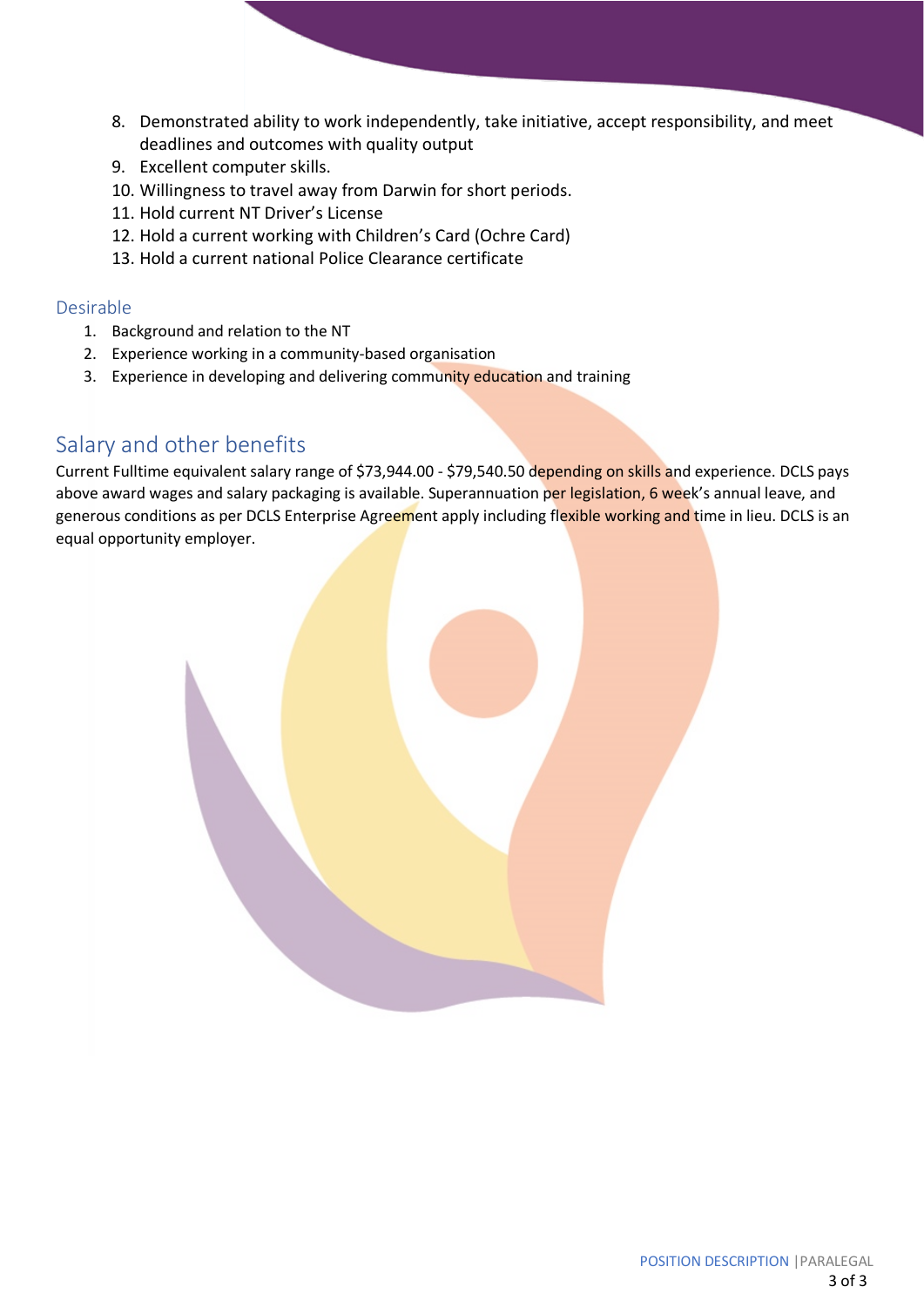8. Demonstrated ability to work independently, take initiative, accept responsibility, and meet deadlines and outcomes with quality output
9. Excellent computer skills.
10. Willingness to travel away from Darwin for short periods.
11. Hold current NT Driver's License
12. Hold a current working with Children's Card (Ochre Card)
13. Hold a current national Police Clearance certificate

### Desirable

1. Background and relation to the NT
2. Experience working in a community-based organisation
3. Experience in developing and delivering community education and training

## Salary and other benefits

Current Fulltime equivalent salary range of $73,944.00 - $79,540.50 depending on skills and experience. DCLS pays above award wages and salary packaging is available. Superannuation per legislation, 6 week's annual leave, and generous conditions as per DCLS Enterprise Agreement apply including flexible working and time in lieu. DCLS is an equal opportunity employer.